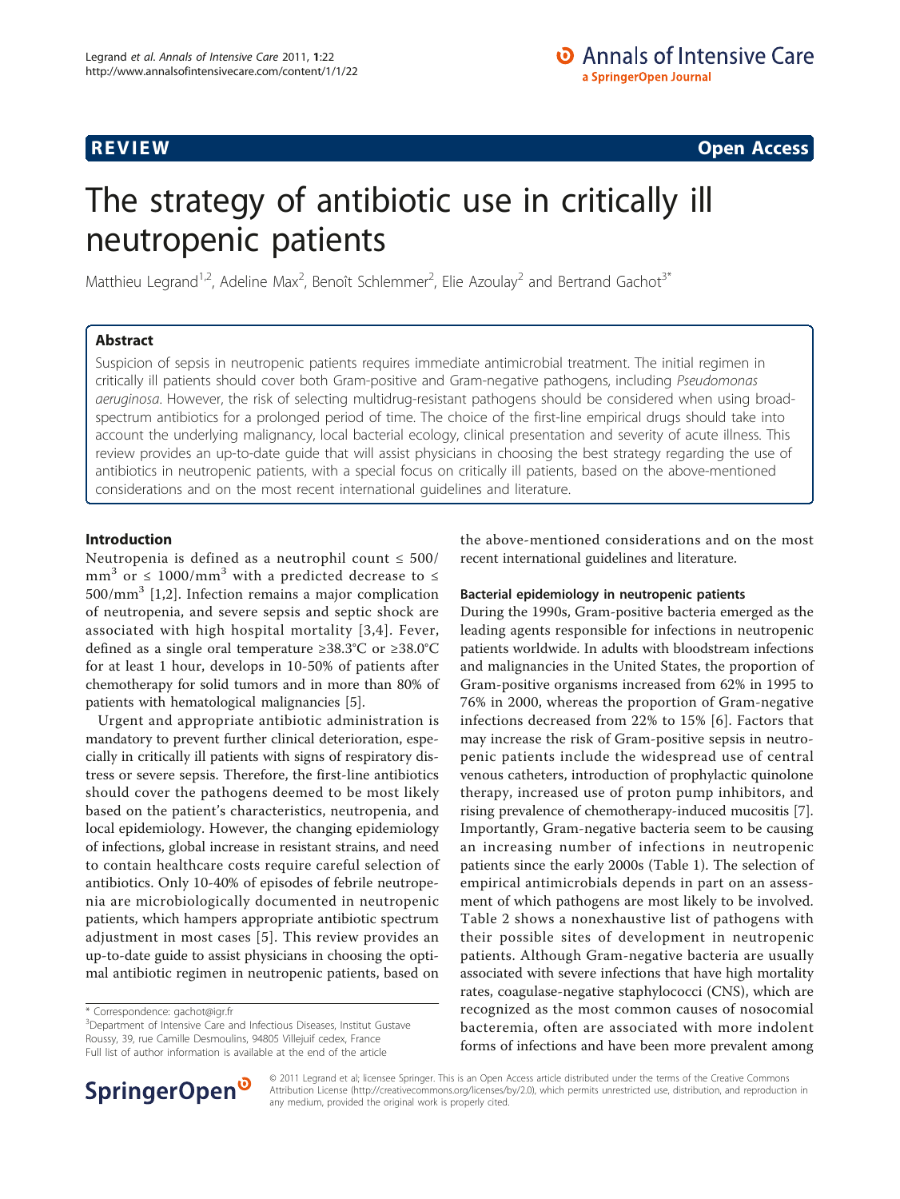REVIEW Open Access

# The strategy of antibiotic use in critically ill neutropenic patients

Matthieu Legrand[1,2], Adeline Max[2], Benoît Schlemmer[2], Elie Azoulay[2] and Bertrand Gachot[3*]

## Abstract

Suspicion of sepsis in neutropenic patients requires immediate antimicrobial treatment. The initial regimen in critically ill patients should cover both Gram-positive and Gram-negative pathogens, including *Pseudomonas aeruginosa*. However, the risk of selecting multidrug-resistant pathogens should be considered when using broad-spectrum antibiotics for a prolonged period of time. The choice of the first-line empirical drugs should take into account the underlying malignancy, local bacterial ecology, clinical presentation and severity of acute illness. This review provides an up-to-date guide that will assist physicians in choosing the best strategy regarding the use of antibiotics in neutropenic patients, with a special focus on critically ill patients, based on the above-mentioned considerations and on the most recent international guidelines and literature.

## Introduction

Neutropenia is defined as a neutrophil count ≤ 500/mm$^3$ or ≤ 1000/mm$^3$ with a predicted decrease to ≤ 500/mm$^3$ [1,2]. Infection remains a major complication of neutropenia, and severe sepsis and septic shock are associated with high hospital mortality [3,4]. Fever, defined as a single oral temperature ≥38.3°C or ≥38.0°C for at least 1 hour, develops in 10-50% of patients after chemotherapy for solid tumors and in more than 80% of patients with hematological malignancies [5].

Urgent and appropriate antibiotic administration is mandatory to prevent further clinical deterioration, especially in critically ill patients with signs of respiratory distress or severe sepsis. Therefore, the first-line antibiotics should cover the pathogens deemed to be most likely based on the patient's characteristics, neutropenia, and local epidemiology. However, the changing epidemiology of infections, global increase in resistant strains, and need to contain healthcare costs require careful selection of antibiotics. Only 10-40% of episodes of febrile neutropenia are microbiologically documented in neutropenic patients, which hampers appropriate antibiotic spectrum adjustment in most cases [5]. This review provides an up-to-date guide to assist physicians in choosing the optimal antibiotic regimen in neutropenic patients, based on the above-mentioned considerations and on the most recent international guidelines and literature.

### Bacterial epidemiology in neutropenic patients

During the 1990s, Gram-positive bacteria emerged as the leading agents responsible for infections in neutropenic patients worldwide. In adults with bloodstream infections and malignancies in the United States, the proportion of Gram-positive organisms increased from 62% in 1995 to 76% in 2000, whereas the proportion of Gram-negative infections decreased from 22% to 15% [6]. Factors that may increase the risk of Gram-positive sepsis in neutropenic patients include the widespread use of central venous catheters, introduction of prophylactic quinolone therapy, increased use of proton pump inhibitors, and rising prevalence of chemotherapy-induced mucositis [7]. Importantly, Gram-negative bacteria seem to be causing an increasing number of infections in neutropenic patients since the early 2000s (Table 1). The selection of empirical antimicrobials depends in part on an assessment of which pathogens are most likely to be involved. Table 2 shows a nonexhaustive list of pathogens with their possible sites of development in neutropenic patients. Although Gram-negative bacteria are usually associated with severe infections that have high mortality rates, coagulase-negative staphylococci (CNS), which are recognized as the most common causes of nosocomial bacteremia, often are associated with more indolent forms of infections and have been more prevalent among

\* Correspondence: gachot@igr.fr
[3]Department of Intensive Care and Infectious Diseases, Institut Gustave Roussy, 39, rue Camille Desmoulins, 94805 Villejuif cedex, France
Full list of author information is available at the end of the article

© 2011 Legrand et al; licensee Springer. This is an Open Access article distributed under the terms of the Creative Commons Attribution License (http://creativecommons.org/licenses/by/2.0), which permits unrestricted use, distribution, and reproduction in any medium, provided the original work is properly cited.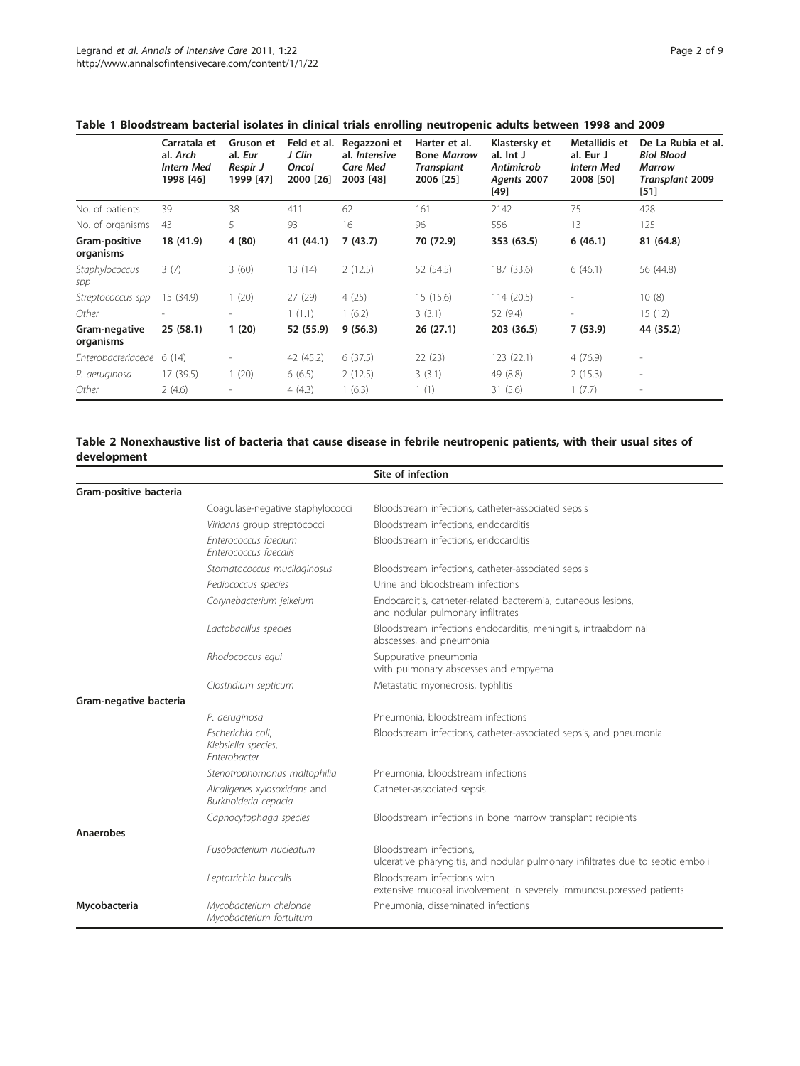**Table 1 Bloodstream bacterial isolates in clinical trials enrolling neutropenic adults between 1998 and 2009**

| | Carratala et al. *Arch Intern Med* 1998 [46] | Gruson et al. *Eur Respir J* 1999 [47] | Feld et al. *J Clin Oncol* 2000 [26] | Regazzoni et al. *Intensive Care Med* 2003 [48] | Harter et al. *Bone Marrow Transplant* 2006 [25] | Klastersky et al. *Int J Antimicrob Agents* 2007 [49] | Metallidis et al. *Eur J Intern Med* 2008 [50] | De La Rubia et al. *Biol Blood Marrow Transplant* 2009 [51] |
|---|---|---|---|---|---|---|---|---|
| No. of patients | 39 | 38 | 411 | 62 | 161 | 2142 | 75 | 428 |
| No. of organisms | 43 | 5 | 93 | 16 | 96 | 556 | 13 | 125 |
| **Gram-positive organisms** | **18 (41.9)** | **4 (80)** | **41 (44.1)** | **7 (43.7)** | **70 (72.9)** | **353 (63.5)** | **6 (46.1)** | **81 (64.8)** |
| *Staphylococcus spp* | 3 (7) | 3 (60) | 13 (14) | 2 (12.5) | 52 (54.5) | 187 (33.6) | 6 (46.1) | 56 (44.8) |
| *Streptococcus spp* | 15 (34.9) | 1 (20) | 27 (29) | 4 (25) | 15 (15.6) | 114 (20.5) | - | 10 (8) |
| *Other* | - | - | 1 (1.1) | 1 (6.2) | 3 (3.1) | 52 (9.4) | - | 15 (12) |
| **Gram-negative organisms** | **25 (58.1)** | **1 (20)** | **52 (55.9)** | **9 (56.3)** | **26 (27.1)** | **203 (36.5)** | **7 (53.9)** | **44 (35.2)** |
| *Enterobacteriaceae* | 6 (14) | - | 42 (45.2) | 6 (37.5) | 22 (23) | 123 (22.1) | 4 (76.9) | - |
| *P. aeruginosa* | 17 (39.5) | 1 (20) | 6 (6.5) | 2 (12.5) | 3 (3.1) | 49 (8.8) | 2 (15.3) | - |
| *Other* | 2 (4.6) | - | 4 (4.3) | 1 (6.3) | 1 (1) | 31 (5.6) | 1 (7.7) | - |

**Table 2 Nonexhaustive list of bacteria that cause disease in febrile neutropenic patients, with their usual sites of development**

| | | Site of infection |
|---|---|---|
| **Gram-positive bacteria** | | |
| | Coagulase-negative staphylococci | Bloodstream infections, catheter-associated sepsis |
| | *Viridans* group streptococci | Bloodstream infections, endocarditis |
| | *Enterococcus faecium* *Enterococcus faecalis* | Bloodstream infections, endocarditis |
| | *Stomatococcus mucilaginosus* | Bloodstream infections, catheter-associated sepsis |
| | *Pediococcus species* | Urine and bloodstream infections |
| | *Corynebacterium jeikeium* | Endocarditis, catheter-related bacteremia, cutaneous lesions, and nodular pulmonary infiltrates |
| | *Lactobacillus species* | Bloodstream infections endocarditis, meningitis, intraabdominal abscesses, and pneumonia |
| | *Rhodococcus equi* | Suppurative pneumonia with pulmonary abscesses and empyema |
| | *Clostridium septicum* | Metastatic myonecrosis, typhlitis |
| **Gram-negative bacteria** | | |
| | *P. aeruginosa* | Pneumonia, bloodstream infections |
| | *Escherichia coli*, *Klebsiella species*, *Enterobacter* | Bloodstream infections, catheter-associated sepsis, and pneumonia |
| | *Stenotrophomonas maltophilia* | Pneumonia, bloodstream infections |
| | *Alcaligenes xylosoxidans* and *Burkholderia cepacia* | Catheter-associated sepsis |
| | *Capnocytophaga species* | Bloodstream infections in bone marrow transplant recipients |
| **Anaerobes** | | |
| | *Fusobacterium nucleatum* | Bloodstream infections, ulcerative pharyngitis, and nodular pulmonary infiltrates due to septic emboli |
| | *Leptotrichia buccalis* | Bloodstream infections with extensive mucosal involvement in severely immunosuppressed patients |
| **Mycobacteria** | *Mycobacterium chelonae* *Mycobacterium fortuitum* | Pneumonia, disseminated infections |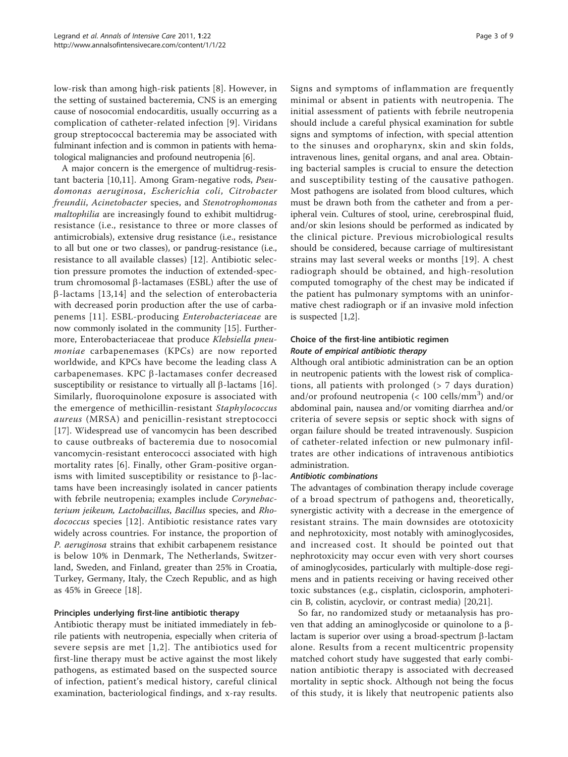low-risk than among high-risk patients [8]. However, in the setting of sustained bacteremia, CNS is an emerging cause of nosocomial endocarditis, usually occurring as a complication of catheter-related infection [9]. Viridans group streptococcal bacteremia may be associated with fulminant infection and is common in patients with hematological malignancies and profound neutropenia [6].

A major concern is the emergence of multidrug-resistant bacteria [10,11]. Among Gram-negative rods, *Pseudomonas aeruginosa*, *Escherichia coli*, *Citrobacter freundii*, *Acinetobacter* species, and *Stenotrophomonas maltophilia* are increasingly found to exhibit multidrug-resistance (i.e., resistance to three or more classes of antimicrobials), extensive drug resistance (i.e., resistance to all but one or two classes), or pandrug-resistance (i.e., resistance to all available classes) [12]. Antibiotic selection pressure promotes the induction of extended-spectrum chromosomal β-lactamases (ESBL) after the use of β-lactams [13,14] and the selection of enterobacteria with decreased porin production after the use of carbapenems [11]. ESBL-producing *Enterobacteriaceae* are now commonly isolated in the community [15]. Furthermore, Enterobacteriaceae that produce *Klebsiella pneumoniae* carbapenemases (KPCs) are now reported worldwide, and KPCs have become the leading class A carbapenemases. KPC β-lactamases confer decreased susceptibility or resistance to virtually all β-lactams [16]. Similarly, fluoroquinolone exposure is associated with the emergence of methicillin-resistant *Staphylococcus aureus* (MRSA) and penicillin-resistant streptococci [17]. Widespread use of vancomycin has been described to cause outbreaks of bacteremia due to nosocomial vancomycin-resistant enterococci associated with high mortality rates [6]. Finally, other Gram-positive organisms with limited susceptibility or resistance to β-lactams have been increasingly isolated in cancer patients with febrile neutropenia; examples include *Corynebacterium jeikeum, Lactobacillus*, *Bacillus* species, and *Rhodococcus* species [12]. Antibiotic resistance rates vary widely across countries. For instance, the proportion of *P. aeruginosa* strains that exhibit carbapenem resistance is below 10% in Denmark, The Netherlands, Switzerland, Sweden, and Finland, greater than 25% in Croatia, Turkey, Germany, Italy, the Czech Republic, and as high as 45% in Greece [18].

### Principles underlying first-line antibiotic therapy

Antibiotic therapy must be initiated immediately in febrile patients with neutropenia, especially when criteria of severe sepsis are met [1,2]. The antibiotics used for first-line therapy must be active against the most likely pathogens, as estimated based on the suspected source of infection, patient's medical history, careful clinical examination, bacteriological findings, and x-ray results. Signs and symptoms of inflammation are frequently minimal or absent in patients with neutropenia. The initial assessment of patients with febrile neutropenia should include a careful physical examination for subtle signs and symptoms of infection, with special attention to the sinuses and oropharynx, skin and skin folds, intravenous lines, genital organs, and anal area. Obtaining bacterial samples is crucial to ensure the detection and susceptibility testing of the causative pathogen. Most pathogens are isolated from blood cultures, which must be drawn both from the catheter and from a peripheral vein. Cultures of stool, urine, cerebrospinal fluid, and/or skin lesions should be performed as indicated by the clinical picture. Previous microbiological results should be considered, because carriage of multiresistant strains may last several weeks or months [19]. A chest radiograph should be obtained, and high-resolution computed tomography of the chest may be indicated if the patient has pulmonary symptoms with an uninformative chest radiograph or if an invasive mold infection is suspected [1,2].

### Choice of the first-line antibiotic regimen

#### *Route of empirical antibiotic therapy*

Although oral antibiotic administration can be an option in neutropenic patients with the lowest risk of complications, all patients with prolonged (> 7 days duration) and/or profound neutropenia (< 100 cells/$mm^3$) and/or abdominal pain, nausea and/or vomiting diarrhea and/or criteria of severe sepsis or septic shock with signs of organ failure should be treated intravenously. Suspicion of catheter-related infection or new pulmonary infiltrates are other indications of intravenous antibiotics administration.

#### *Antibiotic combinations*

The advantages of combination therapy include coverage of a broad spectrum of pathogens and, theoretically, synergistic activity with a decrease in the emergence of resistant strains. The main downsides are ototoxicity and nephrotoxicity, most notably with aminoglycosides, and increased cost. It should be pointed out that nephrotoxicity may occur even with very short courses of aminoglycosides, particularly with multiple-dose regimens and in patients receiving or having received other toxic substances (e.g., cisplatin, ciclosporin, amphotericin B, colistin, acyclovir, or contrast media) [20,21].

So far, no randomized study or metaanalysis has proven that adding an aminoglycoside or quinolone to a β-lactam is superior over using a broad-spectrum β-lactam alone. Results from a recent multicentric propensity matched cohort study have suggested that early combination antibiotic therapy is associated with decreased mortality in septic shock. Although not being the focus of this study, it is likely that neutropenic patients also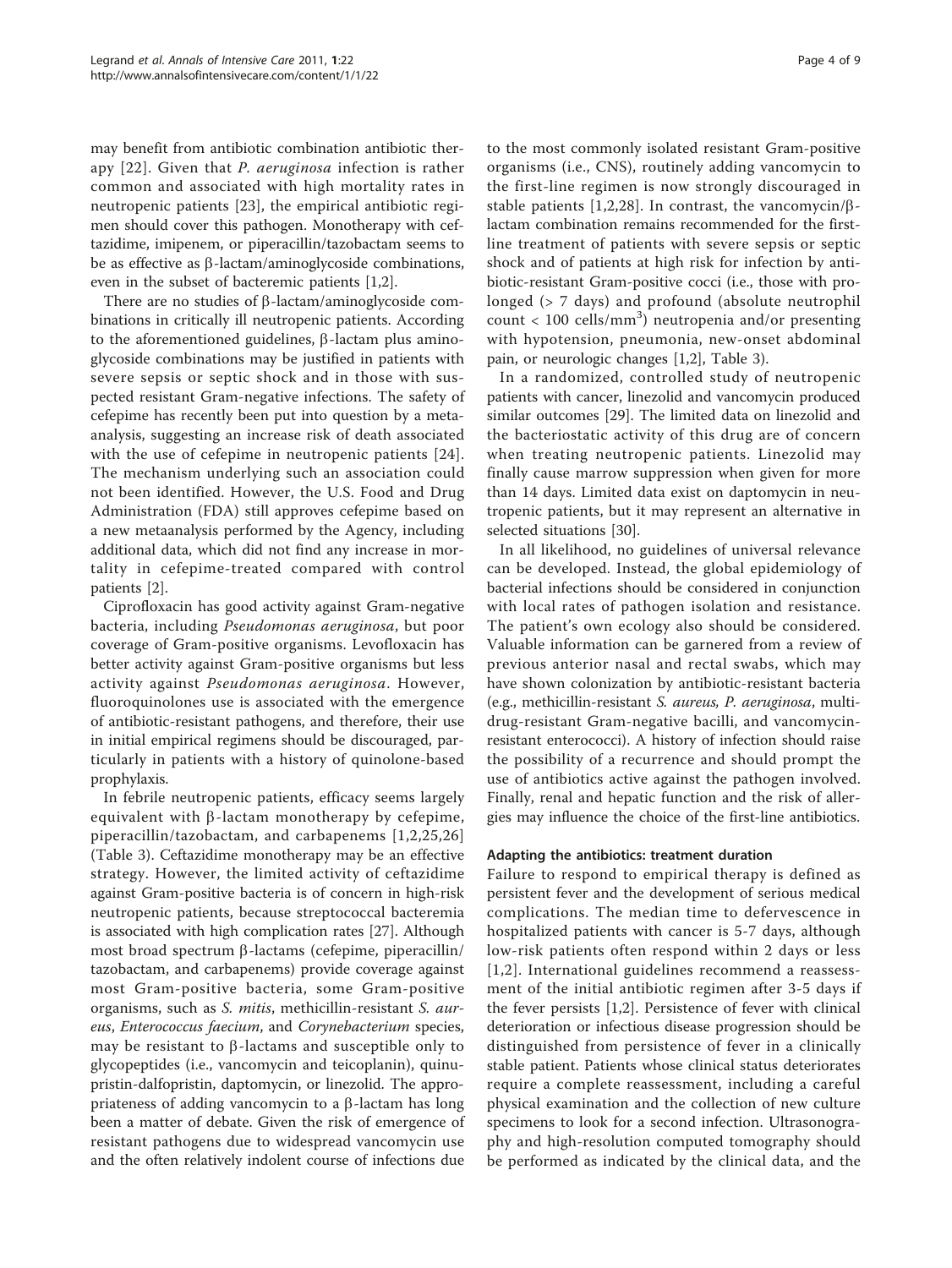may benefit from antibiotic combination antibiotic therapy [22]. Given that *P. aeruginosa* infection is rather common and associated with high mortality rates in neutropenic patients [23], the empirical antibiotic regimen should cover this pathogen. Monotherapy with ceftazidime, imipenem, or piperacillin/tazobactam seems to be as effective as β-lactam/aminoglycoside combinations, even in the subset of bacteremic patients [1,2].

There are no studies of β-lactam/aminoglycoside combinations in critically ill neutropenic patients. According to the aforementioned guidelines, β-lactam plus aminoglycoside combinations may be justified in patients with severe sepsis or septic shock and in those with suspected resistant Gram-negative infections. The safety of cefepime has recently been put into question by a meta-analysis, suggesting an increase risk of death associated with the use of cefepime in neutropenic patients [24]. The mechanism underlying such an association could not been identified. However, the U.S. Food and Drug Administration (FDA) still approves cefepime based on a new metaanalysis performed by the Agency, including additional data, which did not find any increase in mortality in cefepime-treated compared with control patients [2].

Ciprofloxacin has good activity against Gram-negative bacteria, including *Pseudomonas aeruginosa*, but poor coverage of Gram-positive organisms. Levofloxacin has better activity against Gram-positive organisms but less activity against *Pseudomonas aeruginosa*. However, fluoroquinolones use is associated with the emergence of antibiotic-resistant pathogens, and therefore, their use in initial empirical regimens should be discouraged, particularly in patients with a history of quinolone-based prophylaxis.

In febrile neutropenic patients, efficacy seems largely equivalent with β-lactam monotherapy by cefepime, piperacillin/tazobactam, and carbapenems [1,2,25,26] (Table 3). Ceftazidime monotherapy may be an effective strategy. However, the limited activity of ceftazidime against Gram-positive bacteria is of concern in high-risk neutropenic patients, because streptococcal bacteremia is associated with high complication rates [27]. Although most broad spectrum β-lactams (cefepime, piperacillin/tazobactam, and carbapenems) provide coverage against most Gram-positive bacteria, some Gram-positive organisms, such as *S. mitis*, methicillin-resistant *S. aureus*, *Enterococcus faecium*, and *Corynebacterium* species, may be resistant to β-lactams and susceptible only to glycopeptides (i.e., vancomycin and teicoplanin), quinupristin-dalfopristin, daptomycin, or linezolid. The appropriateness of adding vancomycin to a β-lactam has long been a matter of debate. Given the risk of emergence of resistant pathogens due to widespread vancomycin use and the often relatively indolent course of infections due to the most commonly isolated resistant Gram-positive organisms (i.e., CNS), routinely adding vancomycin to the first-line regimen is now strongly discouraged in stable patients [1,2,28]. In contrast, the vancomycin/β-lactam combination remains recommended for the first-line treatment of patients with severe sepsis or septic shock and of patients at high risk for infection by antibiotic-resistant Gram-positive cocci (i.e., those with prolonged (> 7 days) and profound (absolute neutrophil count < 100 cells/mm$^3$) neutropenia and/or presenting with hypotension, pneumonia, new-onset abdominal pain, or neurologic changes [1,2], Table 3).

In a randomized, controlled study of neutropenic patients with cancer, linezolid and vancomycin produced similar outcomes [29]. The limited data on linezolid and the bacteriostatic activity of this drug are of concern when treating neutropenic patients. Linezolid may finally cause marrow suppression when given for more than 14 days. Limited data exist on daptomycin in neutropenic patients, but it may represent an alternative in selected situations [30].

In all likelihood, no guidelines of universal relevance can be developed. Instead, the global epidemiology of bacterial infections should be considered in conjunction with local rates of pathogen isolation and resistance. The patient's own ecology also should be considered. Valuable information can be garnered from a review of previous anterior nasal and rectal swabs, which may have shown colonization by antibiotic-resistant bacteria (e.g., methicillin-resistant *S. aureus, P. aeruginosa*, multidrug-resistant Gram-negative bacilli, and vancomycin-resistant enterococci). A history of infection should raise the possibility of a recurrence and should prompt the use of antibiotics active against the pathogen involved. Finally, renal and hepatic function and the risk of allergies may influence the choice of the first-line antibiotics.

### Adapting the antibiotics: treatment duration

Failure to respond to empirical therapy is defined as persistent fever and the development of serious medical complications. The median time to defervescence in hospitalized patients with cancer is 5-7 days, although low-risk patients often respond within 2 days or less [1,2]. International guidelines recommend a reassessment of the initial antibiotic regimen after 3-5 days if the fever persists [1,2]. Persistence of fever with clinical deterioration or infectious disease progression should be distinguished from persistence of fever in a clinically stable patient. Patients whose clinical status deteriorates require a complete reassessment, including a careful physical examination and the collection of new culture specimens to look for a second infection. Ultrasonography and high-resolution computed tomography should be performed as indicated by the clinical data, and the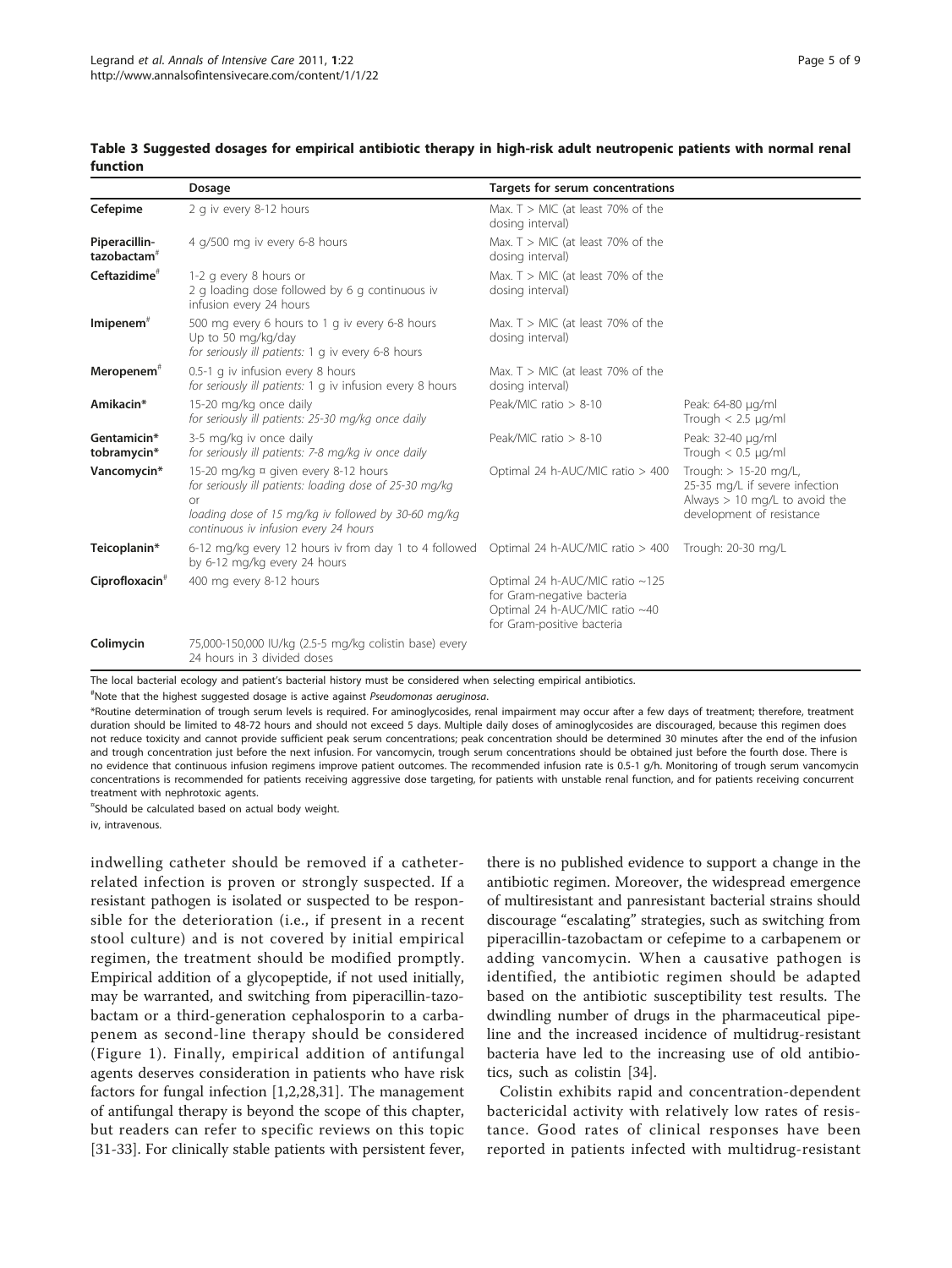**Table 3 Suggested dosages for empirical antibiotic therapy in high-risk adult neutropenic patients with normal renal function**

| | Dosage | Targets for serum concentrations | |
|---|---|---|---|
| **Cefepime** | 2 g iv every 8-12 hours | Max. T > MIC (at least 70% of the dosing interval) | |
| **Piperacillin-tazobactam**[#] | 4 g/500 mg iv every 6-8 hours | Max. T > MIC (at least 70% of the dosing interval) | |
| **Ceftazidime**[#] | 1-2 g every 8 hours or<br>2 g loading dose followed by 6 g continuous iv infusion every 24 hours | Max. T > MIC (at least 70% of the dosing interval) | |
| **Imipenem**[#] | 500 mg every 6 hours to 1 g iv every 6-8 hours<br>Up to 50 mg/kg/day<br>*for seriously ill patients:* 1 g iv every 6-8 hours | Max. T > MIC (at least 70% of the dosing interval) | |
| **Meropenem**[#] | 0.5-1 g iv infusion every 8 hours<br>*for seriously ill patients:* 1 g iv infusion every 8 hours | Max. T > MIC (at least 70% of the dosing interval) | |
| **Amikacin*** | 15-20 mg/kg once daily<br>*for seriously ill patients: 25-30 mg/kg once daily* | Peak/MIC ratio > 8-10 | Peak: 64-80 μg/ml<br>Trough < 2.5 μg/ml |
| **Gentamicin* tobramycin*** | 3-5 mg/kg iv once daily<br>*for seriously ill patients: 7-8 mg/kg iv once daily* | Peak/MIC ratio > 8-10 | Peak: 32-40 μg/ml<br>Trough < 0.5 μg/ml |
| **Vancomycin*** | 15-20 mg/kg ¤ given every 8-12 hours<br>*for seriously ill patients: loading dose of 25-30 mg/kg*<br>*or*<br>*loading dose of 15 mg/kg iv followed by 30-60 mg/kg continuous iv infusion every 24 hours* | Optimal 24 h-AUC/MIC ratio > 400 | Trough: > 15-20 mg/L,<br>25-35 mg/L if severe infection<br>Always > 10 mg/L to avoid the development of resistance |
| **Teicoplanin*** | 6-12 mg/kg every 12 hours iv from day 1 to 4 followed by 6-12 mg/kg every 24 hours | Optimal 24 h-AUC/MIC ratio > 400 | Trough: 20-30 mg/L |
| **Ciprofloxacin**[#] | 400 mg every 8-12 hours | Optimal 24 h-AUC/MIC ratio ~125 for Gram-negative bacteria<br>Optimal 24 h-AUC/MIC ratio ~40 for Gram-positive bacteria | |
| **Colimycin** | 75,000-150,000 IU/kg (2.5-5 mg/kg colistin base) every 24 hours in 3 divided doses | | |

The local bacterial ecology and patient's bacterial history must be considered when selecting empirical antibiotics.

[#]Note that the highest suggested dosage is active against *Pseudomonas aeruginosa*.

*Routine determination of trough serum levels is required. For aminoglycosides, renal impairment may occur after a few days of treatment; therefore, treatment duration should be limited to 48-72 hours and should not exceed 5 days. Multiple daily doses of aminoglycosides are discouraged, because this regimen does not reduce toxicity and cannot provide sufficient peak serum concentrations; peak concentration should be determined 30 minutes after the end of the infusion and trough concentration just before the next infusion. For vancomycin, trough serum concentrations should be obtained just before the fourth dose. There is no evidence that continuous infusion regimens improve patient outcomes. The recommended infusion rate is 0.5-1 g/h. Monitoring of trough serum vancomycin concentrations is recommended for patients receiving aggressive dose targeting, for patients with unstable renal function, and for patients receiving concurrent treatment with nephrotoxic agents.

¤Should be calculated based on actual body weight.

iv, intravenous.

indwelling catheter should be removed if a catheter-related infection is proven or strongly suspected. If a resistant pathogen is isolated or suspected to be responsible for the deterioration (i.e., if present in a recent stool culture) and is not covered by initial empirical regimen, the treatment should be modified promptly. Empirical addition of a glycopeptide, if not used initially, may be warranted, and switching from piperacillin-tazobactam or a third-generation cephalosporin to a carbapenem as second-line therapy should be considered (Figure 1). Finally, empirical addition of antifungal agents deserves consideration in patients who have risk factors for fungal infection [1,2,28,31]. The management of antifungal therapy is beyond the scope of this chapter, but readers can refer to specific reviews on this topic [31-33]. For clinically stable patients with persistent fever, there is no published evidence to support a change in the antibiotic regimen. Moreover, the widespread emergence of multiresistant and panresistant bacterial strains should discourage "escalating" strategies, such as switching from piperacillin-tazobactam or cefepime to a carbapenem or adding vancomycin. When a causative pathogen is identified, the antibiotic regimen should be adapted based on the antibiotic susceptibility test results. The dwindling number of drugs in the pharmaceutical pipeline and the increased incidence of multidrug-resistant bacteria have led to the increasing use of old antibiotics, such as colistin [34].

Colistin exhibits rapid and concentration-dependent bactericidal activity with relatively low rates of resistance. Good rates of clinical responses have been reported in patients infected with multidrug-resistant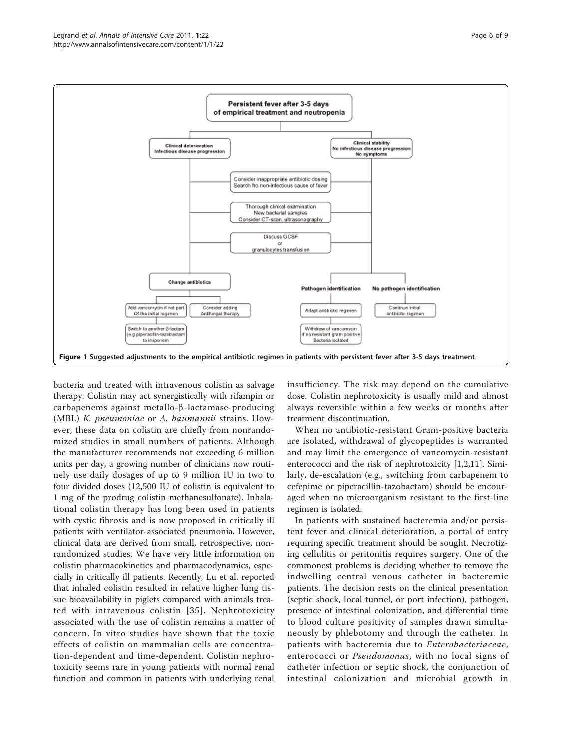Persistent fever after 3-5 days
of empirical treatment and neutropenia

Clinical deterioration
Infectious disease progression

Clinical stability
No infectious disease progression
No symptoms

Consider inappropriate antibiotic dosing
Search fro non-infectious cause of fever

Thorough clinical examination
New bacterial samples
Consider CT-scan, ultrasonography

Discuss GCSF
or
granulocytes transfusion

Change antibiotics

Pathogen identification

No pathogen identification

Add vancomycin if not part
Of the initial regimen

Consider adding
Antifungal therapy

Switch to another β-lactam
(e.g piperacillin-tazobactam
to imipenem

Adapt antibiotic regimen

Withdraw of vancomycin
if no resistant gram positive
Bacteria isolated

Continue initial
antibiotic regimen

**Figure 1 Suggested adjustments to the empirical antibiotic regimen in patients with persistent fever after 3-5 days treatment**.

bacteria and treated with intravenous colistin as salvage therapy. Colistin may act synergistically with rifampin or carbapenems against metallo-β-lactamase-producing (MBL) *K. pneumoniae* or *A. baumannii* strains. However, these data on colistin are chiefly from nonrandomized studies in small numbers of patients. Although the manufacturer recommends not exceeding 6 million units per day, a growing number of clinicians now routinely use daily dosages of up to 9 million IU in two to four divided doses (12,500 IU of colistin is equivalent to 1 mg of the prodrug colistin methanesulfonate). Inhalational colistin therapy has long been used in patients with cystic fibrosis and is now proposed in critically ill patients with ventilator-associated pneumonia. However, clinical data are derived from small, retrospective, nonrandomized studies. We have very little information on colistin pharmacokinetics and pharmacodynamics, especially in critically ill patients. Recently, Lu et al. reported that inhaled colistin resulted in relative higher lung tissue bioavailability in piglets compared with animals treated with intravenous colistin [35]. Nephrotoxicity associated with the use of colistin remains a matter of concern. In vitro studies have shown that the toxic effects of colistin on mammalian cells are concentration-dependent and time-dependent. Colistin nephrotoxicity seems rare in young patients with normal renal function and common in patients with underlying renal insufficiency. The risk may depend on the cumulative dose. Colistin nephrotoxicity is usually mild and almost always reversible within a few weeks or months after treatment discontinuation.

When no antibiotic-resistant Gram-positive bacteria are isolated, withdrawal of glycopeptides is warranted and may limit the emergence of vancomycin-resistant enterococci and the risk of nephrotoxicity [1,2,11]. Similarly, de-escalation (e.g., switching from carbapenem to cefepime or piperacillin-tazobactam) should be encouraged when no microorganism resistant to the first-line regimen is isolated.

In patients with sustained bacteremia and/or persistent fever and clinical deterioration, a portal of entry requiring specific treatment should be sought. Necrotizing cellulitis or peritonitis requires surgery. One of the commonest problems is deciding whether to remove the indwelling central venous catheter in bacteremic patients. The decision rests on the clinical presentation (septic shock, local tunnel, or port infection), pathogen, presence of intestinal colonization, and differential time to blood culture positivity of samples drawn simultaneously by phlebotomy and through the catheter. In patients with bacteremia due to *Enterobacteriaceae*, enterococci or *Pseudomonas*, with no local signs of catheter infection or septic shock, the conjunction of intestinal colonization and microbial growth in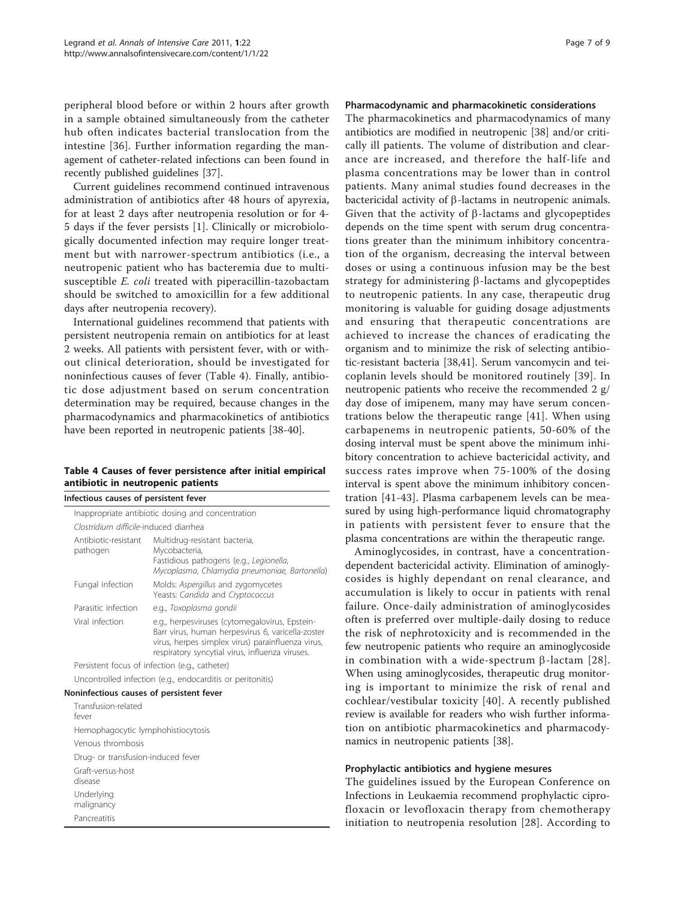peripheral blood before or within 2 hours after growth in a sample obtained simultaneously from the catheter hub often indicates bacterial translocation from the intestine [36]. Further information regarding the management of catheter-related infections can been found in recently published guidelines [37].

Current guidelines recommend continued intravenous administration of antibiotics after 48 hours of apyrexia, for at least 2 days after neutropenia resolution or for 4-5 days if the fever persists [1]. Clinically or microbiologically documented infection may require longer treatment but with narrower-spectrum antibiotics (i.e., a neutropenic patient who has bacteremia due to multisusceptible *E. coli* treated with piperacillin-tazobactam should be switched to amoxicillin for a few additional days after neutropenia recovery).

International guidelines recommend that patients with persistent neutropenia remain on antibiotics for at least 2 weeks. All patients with persistent fever, with or without clinical deterioration, should be investigated for noninfectious causes of fever (Table 4). Finally, antibiotic dose adjustment based on serum concentration determination may be required, because changes in the pharmacodynamics and pharmacokinetics of antibiotics have been reported in neutropenic patients [38-40].

**Table 4 Causes of fever persistence after initial empirical antibiotic in neutropenic patients**

| Infectious causes of persistent fever | |
|---|---|
| Inappropriate antibiotic dosing and concentration | |
| *Clostridium difficile*-induced diarrhea | |
| Antibiotic-resistant pathogen | Multidrug-resistant bacteria, Mycobacteria, Fastidious pathogens (e.g., *Legionella*, *Mycoplasma*, *Chlamydia pneumoniae*, *Bartonella*) |
| Fungal infection | Molds: *Aspergillus* and zygomycetes Yeasts: *Candida* and *Cryptococcus* |
| Parasitic infection | e.g., *Toxoplasma gondii* |
| Viral infection | e.g., herpesviruses (cytomegalovirus, Epstein-Barr virus, human herpesvirus 6, varicella-zoster virus, herpes simplex virus) parainfluenza virus, respiratory syncytial virus, influenza viruses. |
| Persistent focus of infection (e.g., catheter) | |
| Uncontrolled infection (e.g., endocarditis or peritonitis) | |
| **Noninfectious causes of persistent fever** | |
| Transfusion-related fever | |
| Hemophagocytic lymphohistiocytosis | |
| Venous thrombosis | |
| Drug- or transfusion-induced fever | |
| Graft-versus-host disease | |
| Underlying malignancy | |
| Pancreatitis | |

#### Pharmacodynamic and pharmacokinetic considerations

The pharmacokinetics and pharmacodynamics of many antibiotics are modified in neutropenic [38] and/or critically ill patients. The volume of distribution and clearance are increased, and therefore the half-life and plasma concentrations may be lower than in control patients. Many animal studies found decreases in the bactericidal activity of β-lactams in neutropenic animals. Given that the activity of β-lactams and glycopeptides depends on the time spent with serum drug concentrations greater than the minimum inhibitory concentration of the organism, decreasing the interval between doses or using a continuous infusion may be the best strategy for administering β-lactams and glycopeptides to neutropenic patients. In any case, therapeutic drug monitoring is valuable for guiding dosage adjustments and ensuring that therapeutic concentrations are achieved to increase the chances of eradicating the organism and to minimize the risk of selecting antibiotic-resistant bacteria [38,41]. Serum vancomycin and teicoplanin levels should be monitored routinely [39]. In neutropenic patients who receive the recommended 2 g/day dose of imipenem, many may have serum concentrations below the therapeutic range [41]. When using carbapenems in neutropenic patients, 50-60% of the dosing interval must be spent above the minimum inhibitory concentration to achieve bactericidal activity, and success rates improve when 75-100% of the dosing interval is spent above the minimum inhibitory concentration [41-43]. Plasma carbapenem levels can be measured by using high-performance liquid chromatography in patients with persistent fever to ensure that the plasma concentrations are within the therapeutic range.

Aminoglycosides, in contrast, have a concentration-dependent bactericidal activity. Elimination of aminoglycosides is highly dependant on renal clearance, and accumulation is likely to occur in patients with renal failure. Once-daily administration of aminoglycosides often is preferred over multiple-daily dosing to reduce the risk of nephrotoxicity and is recommended in the few neutropenic patients who require an aminoglycoside in combination with a wide-spectrum β-lactam [28]. When using aminoglycosides, therapeutic drug monitoring is important to minimize the risk of renal and cochlear/vestibular toxicity [40]. A recently published review is available for readers who wish further information on antibiotic pharmacokinetics and pharmacodynamics in neutropenic patients [38].

#### Prophylactic antibiotics and hygiene mesures

The guidelines issued by the European Conference on Infections in Leukaemia recommend prophylactic ciprofloxacin or levofloxacin therapy from chemotherapy initiation to neutropenia resolution [28]. According to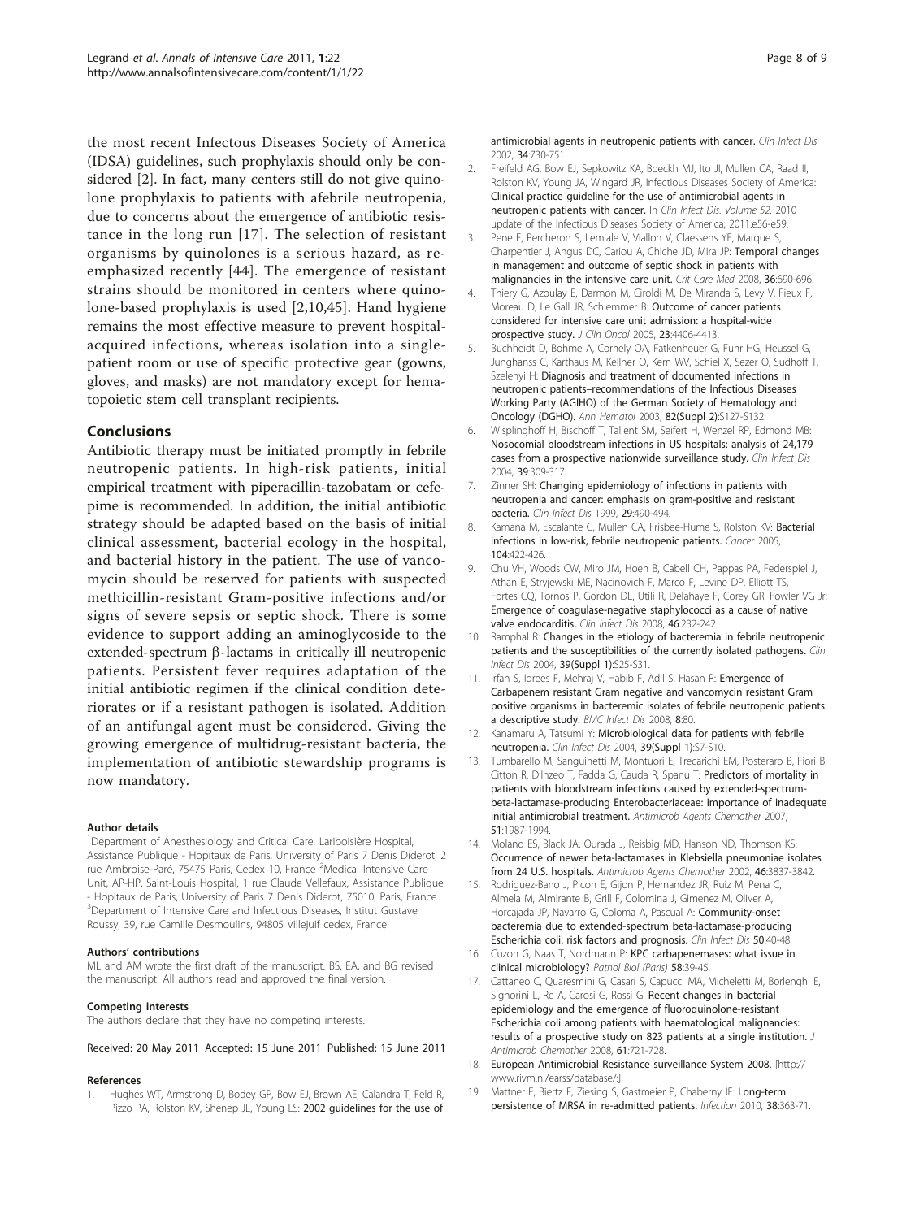the most recent Infectous Diseases Society of America (IDSA) guidelines, such prophylaxis should only be considered [2]. In fact, many centers still do not give quinolone prophylaxis to patients with afebrile neutropenia, due to concerns about the emergence of antibiotic resistance in the long run [17]. The selection of resistant organisms by quinolones is a serious hazard, as re-emphasized recently [44]. The emergence of resistant strains should be monitored in centers where quinolone-based prophylaxis is used [2,10,45]. Hand hygiene remains the most effective measure to prevent hospital-acquired infections, whereas isolation into a single-patient room or use of specific protective gear (gowns, gloves, and masks) are not mandatory except for hematopoietic stem cell transplant recipients.

## Conclusions

Antibiotic therapy must be initiated promptly in febrile neutropenic patients. In high-risk patients, initial empirical treatment with piperacillin-tazobatam or cefepime is recommended. In addition, the initial antibiotic strategy should be adapted based on the basis of initial clinical assessment, bacterial ecology in the hospital, and bacterial history in the patient. The use of vancomycin should be reserved for patients with suspected methicillin-resistant Gram-positive infections and/or signs of severe sepsis or septic shock. There is some evidence to support adding an aminoglycoside to the extended-spectrum β-lactams in critically ill neutropenic patients. Persistent fever requires adaptation of the initial antibiotic regimen if the clinical condition deteriorates or if a resistant pathogen is isolated. Addition of an antifungal agent must be considered. Giving the growing emergence of multidrug-resistant bacteria, the implementation of antibiotic stewardship programs is now mandatory.

#### Author details

[1]Department of Anesthesiology and Critical Care, Lariboisière Hospital, Assistance Publique - Hopitaux de Paris, University of Paris 7 Denis Diderot, 2 rue Ambroise-Paré, 75475 Paris, Cedex 10, France [2]Medical Intensive Care Unit, AP-HP, Saint-Louis Hospital, 1 rue Claude Vellefaux, Assistance Publique - Hopitaux de Paris, University of Paris 7 Denis Diderot, 75010, Paris, France [3]Department of Intensive Care and Infectious Diseases, Institut Gustave Roussy, 39, rue Camille Desmoulins, 94805 Villejuif cedex, France

#### Authors' contributions

ML and AM wrote the first draft of the manuscript. BS, EA, and BG revised the manuscript. All authors read and approved the final version.

#### Competing interests

The authors declare that they have no competing interests.

Received: 20 May 2011 Accepted: 15 June 2011 Published: 15 June 2011

#### References

1. Hughes WT, Armstrong D, Bodey GP, Bow EJ, Brown AE, Calandra T, Feld R, Pizzo PA, Rolston KV, Shenep JL, Young LS: 2002 guidelines for the use of antimicrobial agents in neutropenic patients with cancer. *Clin Infect Dis* 2002, 34:730-751.
2. Freifeld AG, Bow EJ, Sepkowitz KA, Boeckh MJ, Ito JI, Mullen CA, Raad II, Rolston KV, Young JA, Wingard JR, Infectious Diseases Society of America: Clinical practice guideline for the use of antimicrobial agents in neutropenic patients with cancer. In *Clin Infect Dis. Volume 52.* 2010 update of the Infectious Diseases Society of America; 2011:e56-e59.
3. Pene F, Percheron S, Lemiale V, Viallon V, Claessens YE, Marque S, Charpentier J, Angus DC, Cariou A, Chiche JD, Mira JP: Temporal changes in management and outcome of septic shock in patients with malignancies in the intensive care unit. *Crit Care Med* 2008, 36:690-696.
4. Thiery G, Azoulay E, Darmon M, Ciroldi M, De Miranda S, Levy V, Fieux F, Moreau D, Le Gall JR, Schlemmer B: Outcome of cancer patients considered for intensive care unit admission: a hospital-wide prospective study. *J Clin Oncol* 2005, 23:4406-4413.
5. Buchheidt D, Bohme A, Cornely OA, Fatkenheuer G, Fuhr HG, Heussel G, Junghanss C, Karthaus M, Kellner O, Kern WV, Schiel X, Sezer O, Sudhoff T, Szelenyi H: Diagnosis and treatment of documented infections in neutropenic patients–recommendations of the Infectious Diseases Working Party (AGIHO) of the German Society of Hematology and Oncology (DGHO). *Ann Hematol* 2003, 82(Suppl 2):S127-S132.
6. Wisplinghoff H, Bischoff T, Tallent SM, Seifert H, Wenzel RP, Edmond MB: Nosocomial bloodstream infections in US hospitals: analysis of 24,179 cases from a prospective nationwide surveillance study. *Clin Infect Dis* 2004, 39:309-317.
7. Zinner SH: Changing epidemiology of infections in patients with neutropenia and cancer: emphasis on gram-positive and resistant bacteria. *Clin Infect Dis* 1999, 29:490-494.
8. Kamana M, Escalante C, Mullen CA, Frisbee-Hume S, Rolston KV: Bacterial infections in low-risk, febrile neutropenic patients. *Cancer* 2005, 104:422-426.
9. Chu VH, Woods CW, Miro JM, Hoen B, Cabell CH, Pappas PA, Federspiel J, Athan E, Stryjewski ME, Nacinovich F, Marco F, Levine DP, Elliott TS, Fortes CQ, Tornos P, Gordon DL, Utili R, Delahaye F, Corey GR, Fowler VG Jr: Emergence of coagulase-negative staphylococci as a cause of native valve endocarditis. *Clin Infect Dis* 2008, 46:232-242.
10. Ramphal R: Changes in the etiology of bacteremia in febrile neutropenic patients and the susceptibilities of the currently isolated pathogens. *Clin Infect Dis* 2004, 39(Suppl 1):S25-S31.
11. Irfan S, Idrees F, Mehraj V, Habib F, Adil S, Hasan R: Emergence of Carbapenem resistant Gram negative and vancomycin resistant Gram positive organisms in bacteremic isolates of febrile neutropenic patients: a descriptive study. *BMC Infect Dis* 2008, 8:80.
12. Kanamaru A, Tatsumi Y: Microbiological data for patients with febrile neutropenia. *Clin Infect Dis* 2004, 39(Suppl 1):S7-S10.
13. Tumbarello M, Sanguinetti M, Montuori E, Trecarichi EM, Posteraro B, Fiori B, Citton R, D'Inzeo T, Fadda G, Cauda R, Spanu T: Predictors of mortality in patients with bloodstream infections caused by extended-spectrum-beta-lactamase-producing Enterobacteriaceae: importance of inadequate initial antimicrobial treatment. *Antimicrob Agents Chemother* 2007, 51:1987-1994.
14. Moland ES, Black JA, Ourada J, Reisbig MD, Hanson ND, Thomson KS: Occurrence of newer beta-lactamases in Klebsiella pneumoniae isolates from 24 U.S. hospitals. *Antimicrob Agents Chemother* 2002, 46:3837-3842.
15. Rodriguez-Bano J, Picon E, Gijon P, Hernandez JR, Ruiz M, Pena C, Almela M, Almirante B, Grill F, Colomina J, Gimenez M, Oliver A, Horcajada JP, Navarro G, Coloma A, Pascual A: Community-onset bacteremia due to extended-spectrum beta-lactamase-producing Escherichia coli: risk factors and prognosis. *Clin Infect Dis* 50:40-48.
16. Cuzon G, Naas T, Nordmann P: KPC carbapenemases: what issue in clinical microbiology? *Pathol Biol (Paris)* 58:39-45.
17. Cattaneo C, Quaresmini G, Casari S, Capucci MA, Micheletti M, Borlenghi E, Signorini L, Re A, Carosi G, Rossi G: Recent changes in bacterial epidemiology and the emergence of fluoroquinolone-resistant Escherichia coli among patients with haematological malignancies: results of a prospective study on 823 patients at a single institution. *J Antimicrob Chemother* 2008, 61:721-728.
18. European Antimicrobial Resistance surveillance System 2008. [http://www.rivm.nl/earss/database/:].
19. Mattner F, Biertz F, Ziesing S, Gastmeier P, Chaberny IF: Long-term persistence of MRSA in re-admitted patients. *Infection* 2010, 38:363-71.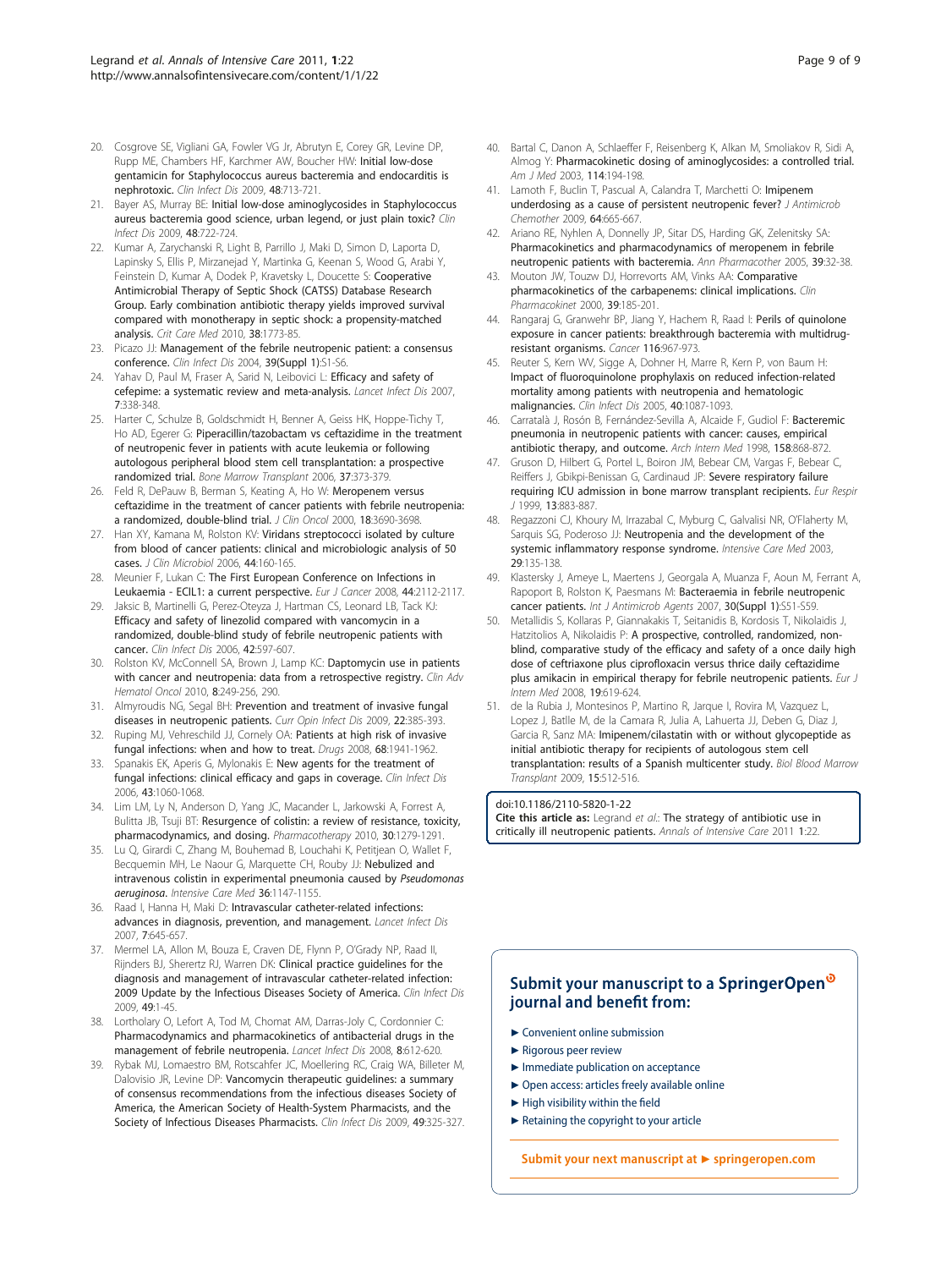20. Cosgrove SE, Vigliani GA, Fowler VG Jr, Abrutyn E, Corey GR, Levine DP, Rupp ME, Chambers HF, Karchmer AW, Boucher HW: Initial low-dose gentamicin for Staphylococcus aureus bacteremia and endocarditis is nephrotoxic. *Clin Infect Dis* 2009, **48**:713-721.
21. Bayer AS, Murray BE: Initial low-dose aminoglycosides in Staphylococcus aureus bacteremia good science, urban legend, or just plain toxic? *Clin Infect Dis* 2009, **48**:722-724.
22. Kumar A, Zarychanski R, Light B, Parrillo J, Maki D, Simon D, Laporta D, Lapinsky S, Ellis P, Mirzanejad Y, Martinka G, Keenan S, Wood G, Arabi Y, Feinstein D, Kumar A, Dodek P, Kravetsky L, Doucette S: Cooperative Antimicrobial Therapy of Septic Shock (CATSS) Database Research Group. Early combination antibiotic therapy yields improved survival compared with monotherapy in septic shock: a propensity-matched analysis. *Crit Care Med* 2010, **38**:1773-85.
23. Picazo JJ: Management of the febrile neutropenic patient: a consensus conference. *Clin Infect Dis* 2004, **39(Suppl 1)**:S1-S6.
24. Yahav D, Paul M, Fraser A, Sarid N, Leibovici L: Efficacy and safety of cefepime: a systematic review and meta-analysis. *Lancet Infect Dis* 2007, **7**:338-348.
25. Harter C, Schulze B, Goldschmidt H, Benner A, Geiss HK, Hoppe-Tichy T, Ho AD, Egerer G: Piperacillin/tazobactam vs ceftazidime in the treatment of neutropenic fever in patients with acute leukemia or following autologous peripheral blood stem cell transplantation: a prospective randomized trial. *Bone Marrow Transplant* 2006, **37**:373-379.
26. Feld R, DePauw B, Berman S, Keating A, Ho W: Meropenem versus ceftazidime in the treatment of cancer patients with febrile neutropenia: a randomized, double-blind trial. *J Clin Oncol* 2000, **18**:3690-3698.
27. Han XY, Kamana M, Rolston KV: Viridans streptococci isolated by culture from blood of cancer patients: clinical and microbiologic analysis of 50 cases. *J Clin Microbiol* 2006, **44**:160-165.
28. Meunier F, Lukan C: The First European Conference on Infections in Leukaemia - ECIL1: a current perspective. *Eur J Cancer* 2008, **44**:2112-2117.
29. Jaksic B, Martinelli G, Perez-Oteyza J, Hartman CS, Leonard LB, Tack KJ: Efficacy and safety of linezolid compared with vancomycin in a randomized, double-blind study of febrile neutropenic patients with cancer. *Clin Infect Dis* 2006, **42**:597-607.
30. Rolston KV, McConnell SA, Brown J, Lamp KC: Daptomycin use in patients with cancer and neutropenia: data from a retrospective registry. *Clin Adv Hematol Oncol* 2010, **8**:249-256, 290.
31. Almyroudis NG, Segal BH: Prevention and treatment of invasive fungal diseases in neutropenic patients. *Curr Opin Infect Dis* 2009, **22**:385-393.
32. Ruping MJ, Vehreschild JJ, Cornely OA: Patients at high risk of invasive fungal infections: when and how to treat. *Drugs* 2008, **68**:1941-1962.
33. Spanakis EK, Aperis G, Mylonakis E: New agents for the treatment of fungal infections: clinical efficacy and gaps in coverage. *Clin Infect Dis* 2006, **43**:1060-1068.
34. Lim LM, Ly N, Anderson D, Yang JC, Macander L, Jarkowski A, Forrest A, Bulitta JB, Tsuji BT: Resurgence of colistin: a review of resistance, toxicity, pharmacodynamics, and dosing. *Pharmacotherapy* 2010, **30**:1279-1291.
35. Lu Q, Girardi C, Zhang M, Bouhemad B, Louchahi K, Petitjean O, Wallet F, Becquemin MH, Le Naour G, Marquette CH, Rouby JJ: Nebulized and intravenous colistin in experimental pneumonia caused by *Pseudomonas aeruginosa*. *Intensive Care Med* **36**:1147-1155.
36. Raad I, Hanna H, Maki D: Intravascular catheter-related infections: advances in diagnosis, prevention, and management. *Lancet Infect Dis* 2007, **7**:645-657.
37. Mermel LA, Allon M, Bouza E, Craven DE, Flynn P, O'Grady NP, Raad II, Rijnders BJ, Sherertz RJ, Warren DK: Clinical practice guidelines for the diagnosis and management of intravascular catheter-related infection: 2009 Update by the Infectious Diseases Society of America. *Clin Infect Dis* 2009, **49**:1-45.
38. Lortholary O, Lefort A, Tod M, Chomat AM, Darras-Joly C, Cordonnier C: Pharmacodynamics and pharmacokinetics of antibacterial drugs in the management of febrile neutropenia. *Lancet Infect Dis* 2008, **8**:612-620.
39. Rybak MJ, Lomaestro BM, Rotschafer JC, Moellering RC, Craig WA, Billeter M, Dalovisio JR, Levine DP: Vancomycin therapeutic guidelines: a summary of consensus recommendations from the infectious diseases Society of America, the American Society of Health-System Pharmacists, and the Society of Infectious Diseases Pharmacists. *Clin Infect Dis* 2009, **49**:325-327.
40. Bartal C, Danon A, Schlaeffer F, Reisenberg K, Alkan M, Smoliakov R, Sidi A, Almog Y: Pharmacokinetic dosing of aminoglycosides: a controlled trial. *Am J Med* 2003, **114**:194-198.
41. Lamoth F, Buclin T, Pascual A, Calandra T, Marchetti O: Imipenem underdosing as a cause of persistent neutropenic fever? *J Antimicrob Chemother* 2009, **64**:665-667.
42. Ariano RE, Nyhlen A, Donnelly JP, Sitar DS, Harding GK, Zelenitsky SA: Pharmacokinetics and pharmacodynamics of meropenem in febrile neutropenic patients with bacteremia. *Ann Pharmacother* 2005, **39**:32-38.
43. Mouton JW, Touzw DJ, Horrevorts AM, Vinks AA: Comparative pharmacokinetics of the carbapenems: clinical implications. *Clin Pharmacokinet* 2000, **39**:185-201.
44. Rangaraj G, Granwehr BP, Jiang Y, Hachem R, Raad I: Perils of quinolone exposure in cancer patients: breakthrough bacteremia with multidrug-resistant organisms. *Cancer* **116**:967-973.
45. Reuter S, Kern WV, Sigge A, Dohner H, Marre R, Kern P, von Baum H: Impact of fluoroquinolone prophylaxis on reduced infection-related mortality among patients with neutropenia and hematologic malignancies. *Clin Infect Dis* 2005, **40**:1087-1093.
46. Carratalà J, Rosón B, Fernández-Sevilla A, Alcaide F, Gudiol F: Bacteremic pneumonia in neutropenic patients with cancer: causes, empirical antibiotic therapy, and outcome. *Arch Intern Med* 1998, **158**:868-872.
47. Gruson D, Hilbert G, Portel L, Boiron JM, Bebear CM, Vargas F, Bebear C, Reiffers J, Gbikpi-Benissan G, Cardinaud JP: Severe respiratory failure requiring ICU admission in bone marrow transplant recipients. *Eur Respir J* 1999, **13**:883-887.
48. Regazzoni CJ, Khoury M, Irrazabal C, Myburg C, Galvalisi NR, O'Flaherty M, Sarquis SG, Poderoso JJ: Neutropenia and the development of the systemic inflammatory response syndrome. *Intensive Care Med* 2003, **29**:135-138.
49. Klastersky J, Ameye L, Maertens J, Georgala A, Muanza F, Aoun M, Ferrant A, Rapoport B, Rolston K, Paesmans M: Bacteraemia in febrile neutropenic cancer patients. *Int J Antimicrob Agents* 2007, **30(Suppl 1)**:S51-S59.
50. Metallidis S, Kollaras P, Giannakakis T, Seitanidis B, Kordosis T, Nikolaidis J, Hatzitolios A, Nikolaidis P: A prospective, controlled, randomized, non-blind, comparative study of the efficacy and safety of a once daily high dose of ceftriaxone plus ciprofloxacin versus thrice daily ceftazidime plus amikacin in empirical therapy for febrile neutropenic patients. *Eur J Intern Med* 2008, **19**:619-624.
51. de la Rubia J, Montesinos P, Martino R, Jarque I, Rovira M, Vazquez L, Lopez J, Batlle M, de la Camara R, Julia A, Lahuerta JJ, Deben G, Diaz J, Garcia R, Sanz MA: Imipenem/cilastatin with or without glycopeptide as initial antibiotic therapy for recipients of autologous stem cell transplantation: results of a Spanish multicenter study. *Biol Blood Marrow Transplant* 2009, **15**:512-516.

doi:10.1186/2110-5820-1-22
**Cite this article as:** Legrand *et al.*: The strategy of antibiotic use in critically ill neutropenic patients. *Annals of Intensive Care* 2011 **1**:22.

**Submit your manuscript to a SpringerOpen journal and benefit from:**

- ► Convenient online submission
- ► Rigorous peer review
- ► Immediate publication on acceptance
- ► Open access: articles freely available online
- ► High visibility within the field
- ► Retaining the copyright to your article

**Submit your next manuscript at ► springeropen.com**